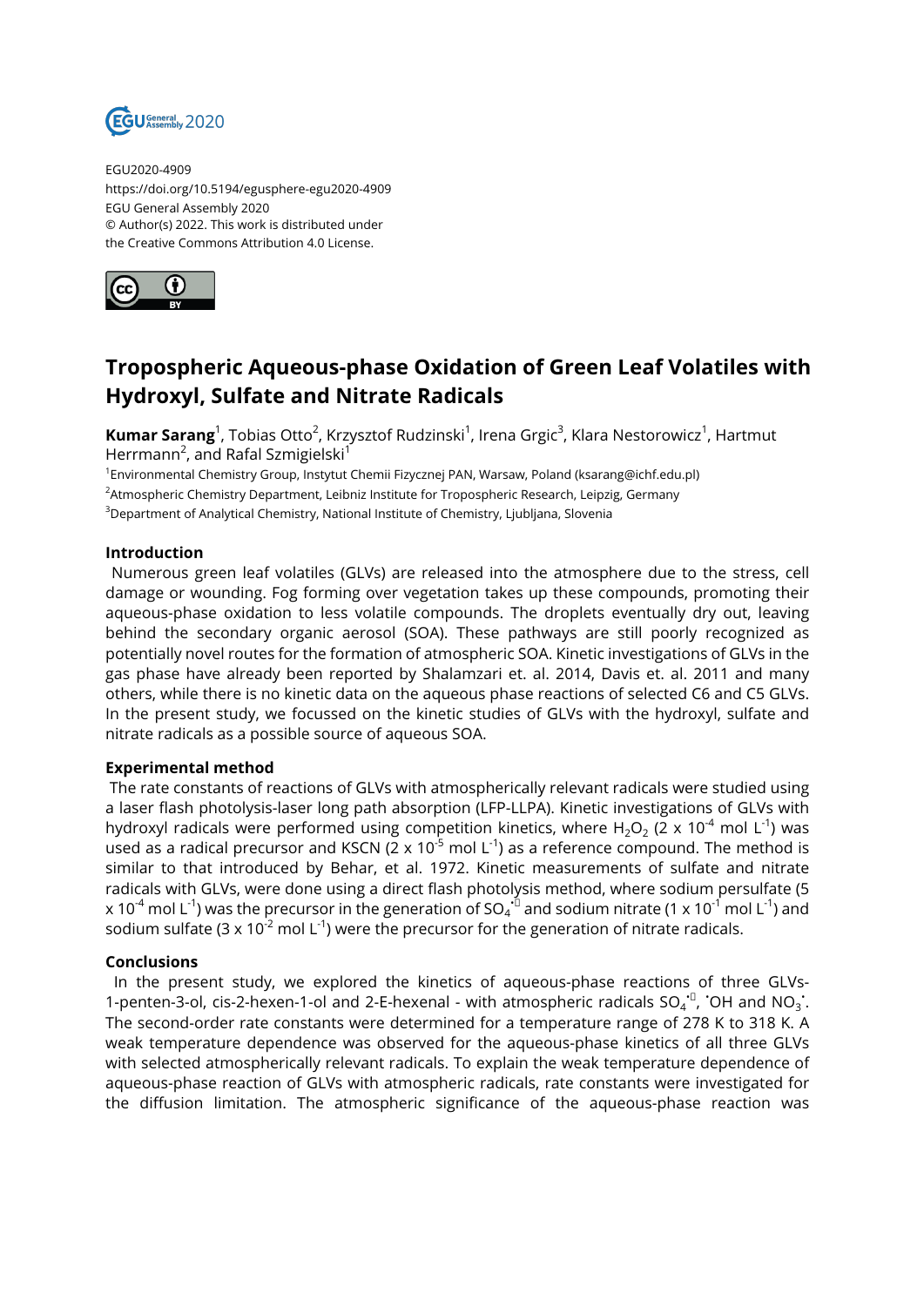EGU2020-4909
https://doi.org/10.5194/egusphere-egu2020-4909
EGU General Assembly 2020
© Author(s) 2022. This work is distributed under
the Creative Commons Attribution 4.0 License.

# Tropospheric Aqueous-phase Oxidation of Green Leaf Volatiles with Hydroxyl, Sulfate and Nitrate Radicals

**Kumar Sarang**[1], Tobias Otto[2], Krzysztof Rudzinski[1], Irena Grgic[3], Klara Nestorowicz[1], Hartmut Herrmann[2], and Rafal Szmigielski[1]

[1]Environmental Chemistry Group, Instytut Chemii Fizycznej PAN, Warsaw, Poland (ksarang@ichf.edu.pl)
[2]Atmospheric Chemistry Department, Leibniz Institute for Tropospheric Research, Leipzig, Germany
[3]Department of Analytical Chemistry, National Institute of Chemistry, Ljubljana, Slovenia

## Introduction

Numerous green leaf volatiles (GLVs) are released into the atmosphere due to the stress, cell damage or wounding. Fog forming over vegetation takes up these compounds, promoting their aqueous-phase oxidation to less volatile compounds. The droplets eventually dry out, leaving behind the secondary organic aerosol (SOA). These pathways are still poorly recognized as potentially novel routes for the formation of atmospheric SOA. Kinetic investigations of GLVs in the gas phase have already been reported by Shalamzari et. al. 2014, Davis et. al. 2011 and many others, while there is no kinetic data on the aqueous phase reactions of selected C6 and C5 GLVs. In the present study, we focussed on the kinetic studies of GLVs with the hydroxyl, sulfate and nitrate radicals as a possible source of aqueous SOA.

## Experimental method

The rate constants of reactions of GLVs with atmospherically relevant radicals were studied using a laser flash photolysis-laser long path absorption (LFP-LLPA). Kinetic investigations of GLVs with hydroxyl radicals were performed using competition kinetics, where $H_2O_2$ ($2 \times 10^{-4}$ mol $L^{-1}$) was used as a radical precursor and KSCN ($2 \times 10^{-5}$ mol $L^{-1}$) as a reference compound. The method is similar to that introduced by Behar, et al. 1972. Kinetic measurements of sulfate and nitrate radicals with GLVs, were done using a direct flash photolysis method, where sodium persulfate ($5 \times 10^{-4}$ mol $L^{-1}$) was the precursor in the generation of $SO_4^{\bullet -}$ and sodium nitrate ($1 \times 10^{-1}$ mol $L^{-1}$) and sodium sulfate ($3 \times 10^{-2}$ mol $L^{-1}$) were the precursor for the generation of nitrate radicals.

## Conclusions

In the present study, we explored the kinetics of aqueous-phase reactions of three GLVs- 1-penten-3-ol, cis-2-hexen-1-ol and 2-E-hexenal - with atmospheric radicals $SO_4^{\bullet -}$, $^{\bullet}OH$ and $NO_3^{\bullet}$. The second-order rate constants were determined for a temperature range of 278 K to 318 K. A weak temperature dependence was observed for the aqueous-phase kinetics of all three GLVs with selected atmospherically relevant radicals. To explain the weak temperature dependence of aqueous-phase reaction of GLVs with atmospheric radicals, rate constants were investigated for the diffusion limitation. The atmospheric significance of the aqueous-phase reaction was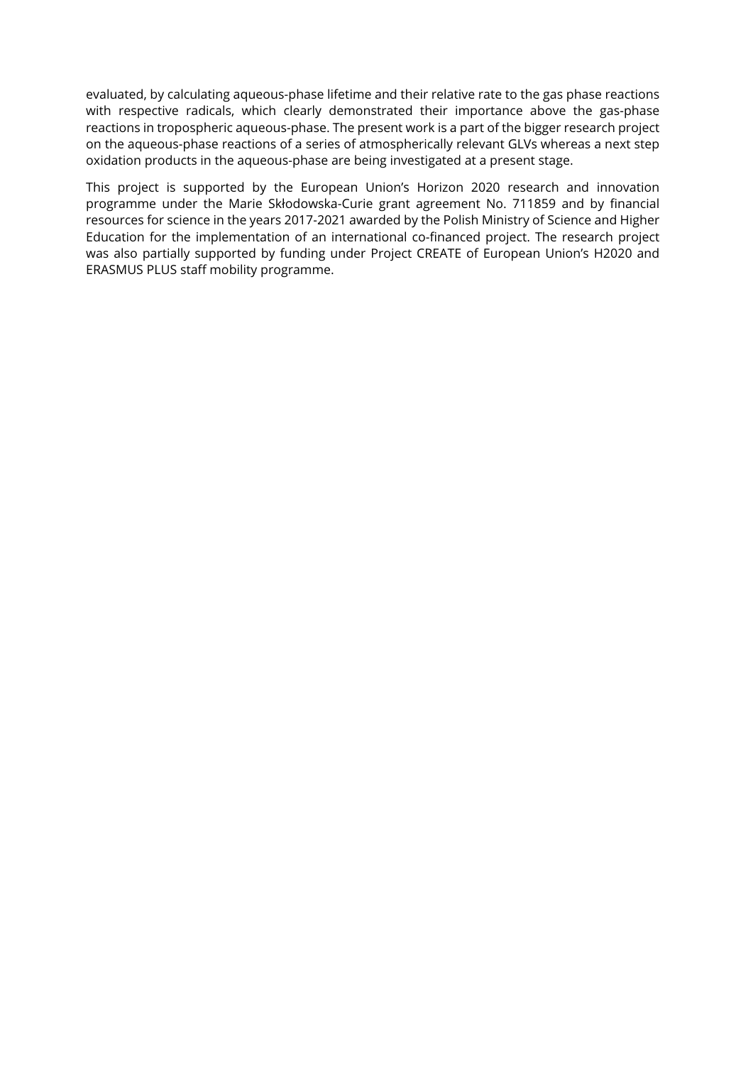evaluated, by calculating aqueous-phase lifetime and their relative rate to the gas phase reactions with respective radicals, which clearly demonstrated their importance above the gas-phase reactions in tropospheric aqueous-phase. The present work is a part of the bigger research project on the aqueous-phase reactions of a series of atmospherically relevant GLVs whereas a next step oxidation products in the aqueous-phase are being investigated at a present stage.

This project is supported by the European Union's Horizon 2020 research and innovation programme under the Marie Skłodowska-Curie grant agreement No. 711859 and by financial resources for science in the years 2017-2021 awarded by the Polish Ministry of Science and Higher Education for the implementation of an international co-financed project. The research project was also partially supported by funding under Project CREATE of European Union's H2020 and ERASMUS PLUS staff mobility programme.